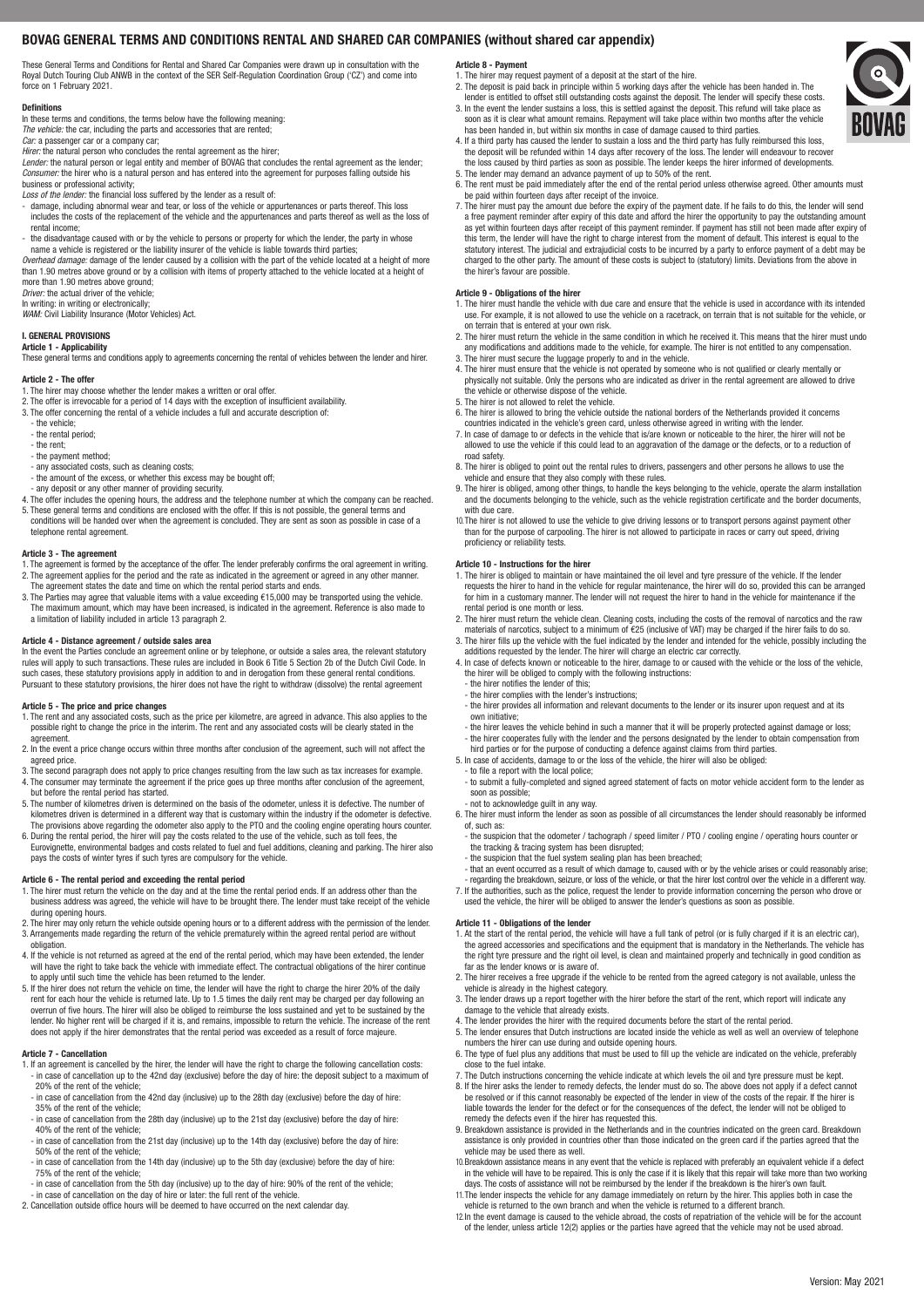# BOVAG GENERAL TERMS AND CONDITIONS RENTAL AND SHARED CAR COMPANIES (without shared car appendix)

These General Terms and Conditions for Rental and Shared Car Companies were drawn up in consultation with the Royal Dutch Touring Club ANWB in the context of the SER Self-Regulation Coordination Group ('CZ') and come into force on 1 February 2021.

### Definitions

In these terms and conditions, the terms below have the following meaning:

*The vehicle:* the car, including the parts and accessories that are rented;

*Car:* a passenger car or a company car;

*Hirer:* the natural person who concludes the rental agreement as the hirer;

*Lender:* the natural person or legal entity and member of BOVAG that concludes the rental agreement as the lender;

*Consumer:* the hirer who is a natural person and has entered into the agreement for purposes falling outside his business or professional activity;

*Loss of the lender:* the financial loss suffered by the lender as a result of:

- damage, including abnormal wear and tear, or loss of the vehicle or appurtenances or parts thereof. This loss includes the costs of the replacement of the vehicle and the appurtenances and parts thereof as well as the loss of rental income;
- the disadvantage caused with or by the vehicle to persons or property for which the lender, the party in whose name a vehicle is registered or the liability insurer of the vehicle is liable towards third parties;

*Overhead damage:* damage of the lender caused by a collision with the part of the vehicle located at a height of more than 1.90 metres above ground or by a collision with items of property attached to the vehicle located at a height of more than 1.90 metres above ground;

*Driver:* the actual driver of the vehicle;

In writing: in writing or electronically;

*WAM:* Civil Liability Insurance (Motor Vehicles) Act.

## I. GENERAL PROVISIONS

### Article 1 - Applicability

These general terms and conditions apply to agreements concerning the rental of vehicles between the lender and hirer.

### Article 2 - The offer

1. The hirer may choose whether the lender makes a written or oral offer.
2. The offer is irrevocable for a period of 14 days with the exception of insufficient availability.
3. The offer concerning the rental of a vehicle includes a full and accurate description of:
   - the vehicle;
   - the rental period;
   - the rent;
   - the payment method;
   - any associated costs, such as cleaning costs;
   - the amount of the excess, or whether this excess may be bought off;
   - any deposit or any other manner of providing security.
4. The offer includes the opening hours, the address and the telephone number at which the company can be reached.
5. These general terms and conditions are enclosed with the offer. If this is not possible, the general terms and conditions will be handed over when the agreement is concluded. They are sent as soon as possible in case of a telephone rental agreement.

### Article 3 - The agreement

1. The agreement is formed by the acceptance of the offer. The lender preferably confirms the oral agreement in writing.
2. The agreement applies for the period and the rate as indicated in the agreement or agreed in any other manner. The agreement states the date and time on which the rental period starts and ends.
3. The Parties may agree that valuable items with a value exceeding €15,000 may be transported using the vehicle. The maximum amount, which may have been increased, is indicated in the agreement. Reference is also made to a limitation of liability included in article 13 paragraph 2.

### Article 4 - Distance agreement / outside sales area

In the event the Parties conclude an agreement online or by telephone, or outside a sales area, the relevant statutory rules will apply to such transactions. These rules are included in Book 6 Title 5 Section 2b of the Dutch Civil Code. In such cases, these statutory provisions apply in addition to and in derogation from these general rental conditions. Pursuant to these statutory provisions, the hirer does not have the right to withdraw (dissolve) the rental agreement

### Article 5 - The price and price changes

1. The rent and any associated costs, such as the price per kilometre, are agreed in advance. This also applies to the possible right to change the price in the interim. The rent and any associated costs will be clearly stated in the agreement.
2. In the event a price change occurs within three months after conclusion of the agreement, such will not affect the agreed price.
3. The second paragraph does not apply to price changes resulting from the law such as tax increases for example.
4. The consumer may terminate the agreement if the price goes up three months after conclusion of the agreement, but before the rental period has started.
5. The number of kilometres driven is determined on the basis of the odometer, unless it is defective. The number of kilometres driven is determined in a different way that is customary within the industry if the odometer is defective. The provisions above regarding the odometer also apply to the PTO and the cooling engine operating hours counter.
6. During the rental period, the hirer will pay the costs related to the use of the vehicle, such as toll fees, the Eurovignette, environmental badges and costs related to fuel and fuel additions, cleaning and parking. The hirer also pays the costs of winter tyres if such tyres are compulsory for the vehicle.

### Article 6 - The rental period and exceeding the rental period

1. The hirer must return the vehicle on the day and at the time the rental period ends. If an address other than the business address was agreed, the vehicle will have to be brought there. The lender must take receipt of the vehicle during opening hours.
2. The hirer may only return the vehicle outside opening hours or to a different address with the permission of the lender.
3. Arrangements made regarding the return of the vehicle prematurely within the agreed rental period are without obligation.
4. If the vehicle is not returned as agreed at the end of the rental period, which may have been extended, the lender will have the right to take back the vehicle with immediate effect. The contractual obligations of the hirer continue to apply until such time the vehicle has been returned to the lender.
5. If the hirer does not return the vehicle on time, the lender will have the right to charge the hirer 20% of the daily rent for each hour the vehicle is returned late. Up to 1.5 times the daily rent may be charged per day following an overrun of five hours. The hirer will also be obliged to reimburse the loss sustained and yet to be sustained by the lender. No higher rent will be charged if it is, and remains, impossible to return the vehicle. The increase of the rent does not apply if the hirer demonstrates that the rental period was exceeded as a result of force majeure.

### Article 7 - Cancellation

1. If an agreement is cancelled by the hirer, the lender will have the right to charge the following cancellation costs:
   - in case of cancellation up to the 42nd day (exclusive) before the day of hire: the deposit subject to a maximum of 20% of the rent of the vehicle;
   - in case of cancellation from the 42nd day (inclusive) up to the 28th day (exclusive) before the day of hire: 35% of the rent of the vehicle;
   - in case of cancellation from the 28th day (inclusive) up to the 21st day (exclusive) before the day of hire: 40% of the rent of the vehicle;
   - in case of cancellation from the 21st day (inclusive) up to the 14th day (exclusive) before the day of hire: 50% of the rent of the vehicle;
   - in case of cancellation from the 14th day (inclusive) up to the 5th day (exclusive) before the day of hire: 75% of the rent of the vehicle;
   - in case of cancellation from the 5th day (inclusive) up to the day of hire: 90% of the rent of the vehicle;
   - in case of cancellation on the day of hire or later: the full rent of the vehicle.
2. Cancellation outside office hours will be deemed to have occurred on the next calendar day.

### Article 8 - Payment

1. The hirer may request payment of a deposit at the start of the hire.
2. The deposit is paid back in principle within 5 working days after the vehicle has been handed in. The lender is entitled to offset still outstanding costs against the deposit. The lender will specify these costs.
3. In the event the lender sustains a loss, this is settled against the deposit. This refund will take place as soon as it is clear what amount remains. Repayment will take place within two months after the vehicle has been handed in, but within six months in case of damage caused to third parties.
4. If a third party has caused the lender to sustain a loss and the third party has fully reimbursed this loss, the deposit will be refunded within 14 days after recovery of the loss. The lender will endeavour to recover the loss caused by third parties as soon as possible. The lender keeps the hirer informed of developments.
5. The lender may demand an advance payment of up to 50% of the rent.
6. The rent must be paid immediately after the end of the rental period unless otherwise agreed. Other amounts must be paid within fourteen days after receipt of the invoice.
7. The hirer must pay the amount due before the expiry of the payment date. If he fails to do this, the lender will send a free payment reminder after expiry of this date and afford the hirer the opportunity to pay the outstanding amount as yet within fourteen days after receipt of this payment reminder. If payment has still not been made after expiry of this term, the lender will have the right to charge interest from the moment of default. This interest is equal to the statutory interest. The judicial and extrajudicial costs to be incurred by a party to enforce payment of a debt may be charged to the other party. The amount of these costs is subject to (statutory) limits. Deviations from the above in the hirer's favour are possible.

### Article 9 - Obligations of the hirer

1. The hirer must handle the vehicle with due care and ensure that the vehicle is used in accordance with its intended use. For example, it is not allowed to use the vehicle on a racetrack, on terrain that is not suitable for the vehicle, or on terrain that is entered at your own risk.
2. The hirer must return the vehicle in the same condition in which he received it. This means that the hirer must undo any modifications and additions made to the vehicle, for example. The hirer is not entitled to any compensation.
3. The hirer must secure the luggage properly to and in the vehicle.
4. The hirer must ensure that the vehicle is not operated by someone who is not qualified or clearly mentally or physically not suitable. Only the persons who are indicated as driver in the rental agreement are allowed to drive the vehicle or otherwise dispose of the vehicle.
5. The hirer is not allowed to relet the vehicle.
6. The hirer is allowed to bring the vehicle outside the national borders of the Netherlands provided it concerns countries indicated in the vehicle's green card, unless otherwise agreed in writing with the lender.
7. In case of damage to or defects in the vehicle that is/are known or noticeable to the hirer, the hirer will not be allowed to use the vehicle if this could lead to an aggravation of the damage or the defects, or to a reduction of road safety.
8. The hirer is obliged to point out the rental rules to drivers, passengers and other persons he allows to use the vehicle and ensure that they also comply with these rules.
9. The hirer is obliged, among other things, to handle the keys belonging to the vehicle, operate the alarm installation and the documents belonging to the vehicle, such as the vehicle registration certificate and the border documents, with due care.
10. The hirer is not allowed to use the vehicle to give driving lessons or to transport persons against payment other than for the purpose of carpooling. The hirer is not allowed to participate in races or carry out speed, driving proficiency or reliability tests.

### Article 10 - Instructions for the hirer

1. The hirer is obliged to maintain or have maintained the oil level and tyre pressure of the vehicle. If the lender requests the hirer to hand in the vehicle for regular maintenance, the hirer will do so, provided this can be arranged for him in a customary manner. The lender will not request the hirer to hand in the vehicle for maintenance if the rental period is one month or less.
2. The hirer must return the vehicle clean. Cleaning costs, including the costs of the removal of narcotics and the raw materials of narcotics, subject to a minimum of €25 (inclusive of VAT) may be charged if the hirer fails to do so.
3. The hirer fills up the vehicle with the fuel indicated by the lender and intended for the vehicle, possibly including the additions requested by the lender. The hirer will charge an electric car correctly.
4. In case of defects known or noticeable to the hirer, damage to or caused with the vehicle or the loss of the vehicle, the hirer will be obliged to comply with the following instructions:
   - the hirer notifies the lender of this;
   - the hirer complies with the lender's instructions;
   - the hirer provides all information and relevant documents to the lender or its insurer upon request and at its own initiative;
   - the hirer leaves the vehicle behind in such a manner that it will be properly protected against damage or loss;
   - the hirer cooperates fully with the lender and the persons designated by the lender to obtain compensation from hird parties or for the purpose of conducting a defence against claims from third parties.
5. In case of accidents, damage to or the loss of the vehicle, the hirer will also be obliged:
   - to file a report with the local police;
   - to submit a fully-completed and signed agreed statement of facts on motor vehicle accident form to the lender as soon as possible;
   - not to acknowledge guilt in any way.
6. The hirer must inform the lender as soon as possible of all circumstances the lender should reasonably be informed of, such as:
   - the suspicion that the odometer / tachograph / speed limiter / PTO / cooling engine / operating hours counter or the tracking & tracing system has been disrupted;
   - the suspicion that the fuel system sealing plan has been breached;
   - that an event occurred as a result of which damage to, caused with or by the vehicle arises or could reasonably arise;
   - regarding the breakdown, seizure, or loss of the vehicle, or that the hirer lost control over the vehicle in a different way.
7. If the authorities, such as the police, request the lender to provide information concerning the person who drove or used the vehicle, the hirer will be obliged to answer the lender's questions as soon as possible.

### Article 11 - Obligations of the lender

1. At the start of the rental period, the vehicle will have a full tank of petrol (or is fully charged if it is an electric car), the agreed accessories and specifications and the equipment that is mandatory in the Netherlands. The vehicle has the right tyre pressure and the right oil level, is clean and maintained properly and technically in good condition as far as the lender knows or is aware of.
2. The hirer receives a free upgrade if the vehicle to be rented from the agreed category is not available, unless the vehicle is already in the highest category.
3. The lender draws up a report together with the hirer before the start of the rent, which report will indicate any damage to the vehicle that already exists.
4. The lender provides the hirer with the required documents before the start of the rental period.
5. The lender ensures that Dutch instructions are located inside the vehicle as well as well an overview of telephone numbers the hirer can use during and outside opening hours.
6. The type of fuel plus any additions that must be used to fill up the vehicle are indicated on the vehicle, preferably close to the fuel intake.
7. The Dutch instructions concerning the vehicle indicate at which levels the oil and tyre pressure must be kept.
8. If the hirer asks the lender to remedy defects, the lender must do so. The above does not apply if a defect cannot be resolved or if this cannot reasonably be expected of the lender in view of the costs of the repair. If the hirer is liable towards the lender for the defect or for the consequences of the defect, the lender will not be obliged to remedy the defects even if the hirer has requested this.
9. Breakdown assistance is provided in the Netherlands and in the countries indicated on the green card. Breakdown assistance is only provided in countries other than those indicated on the green card if the parties agreed that the vehicle may be used there as well.
10. Breakdown assistance means in any event that the vehicle is replaced with preferably an equivalent vehicle if a defect in the vehicle will have to be repaired. This is only the case if it is likely that this repair will take more than two working days. The costs of assistance will not be reimbursed by the lender if the breakdown is the hirer's own fault.
11. The lender inspects the vehicle for any damage immediately on return by the hirer. This applies both in case the vehicle is returned to the own branch and when the vehicle is returned to a different branch.
12. In the event damage is caused to the vehicle abroad, the costs of repatriation of the vehicle will be for the account of the lender, unless article 12(2) applies or the parties have agreed that the vehicle may not be used abroad.

Version: May 2021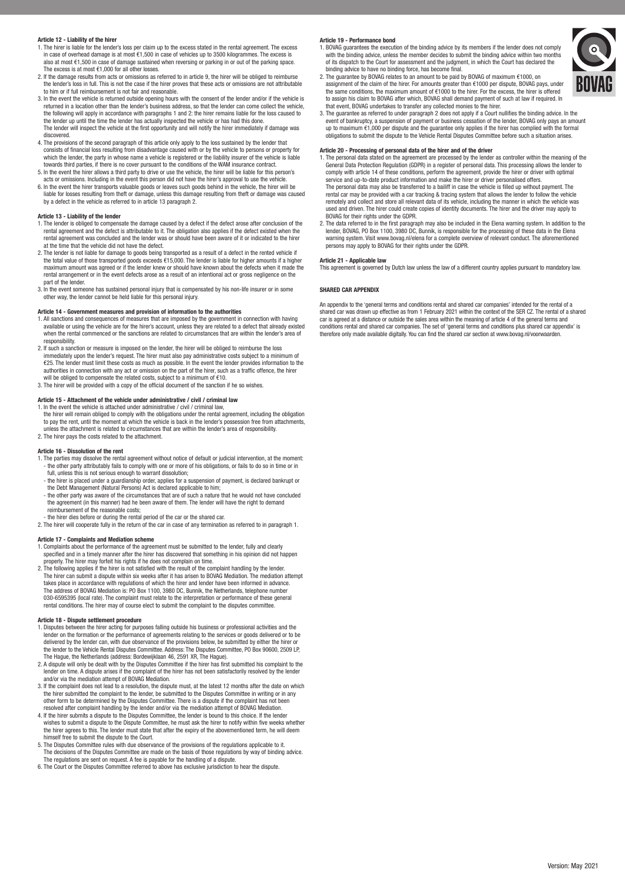**Article 12 - Liability of the hirer**

1. The hirer is liable for the lender's loss per claim up to the excess stated in the rental agreement. The excess in case of overhead damage is at most €1,500 in case of vehicles up to 3500 kilogrammes. The excess is also at most €1,500 in case of damage sustained when reversing or parking in or out of the parking space. The excess is at most €1,000 for all other losses.
2. If the damage results from acts or omissions as referred to in article 9, the hirer will be obliged to reimburse the lender's loss in full. This is not the case if the hirer proves that these acts or omissions are not attributable to him or if full reimbursement is not fair and reasonable.
3. In the event the vehicle is returned outside opening hours with the consent of the lender and/or if the vehicle is returned in a location other than the lender's business address, so that the lender can come collect the vehicle, the following will apply in accordance with paragraphs 1 and 2: the hirer remains liable for the loss caused to the lender up until the time the lender has actually inspected the vehicle or has had this done.
The lender will inspect the vehicle at the first opportunity and will notify the hirer immediately if damage was discovered.
4. The provisions of the second paragraph of this article only apply to the loss sustained by the lender that consists of financial loss resulting from disadvantage caused with or by the vehicle to persons or property for which the lender, the party in whose name a vehicle is registered or the liability insurer of the vehicle is liable towards third parties, if there is no cover pursuant to the conditions of the WAM insurance contract.
5. In the event the hirer allows a third party to drive or use the vehicle, the hirer will be liable for this person's acts or omissions. Including in the event this person did not have the hirer's approval to use the vehicle.
6. In the event the hirer transports valuable goods or leaves such goods behind in the vehicle, the hirer will be liable for losses resulting from theft or damage, unless this damage resulting from theft or damage was caused by a defect in the vehicle as referred to in article 13 paragraph 2.

**Article 13 - Liability of the lender**

1. The lender is obliged to compensate the damage caused by a defect if the defect arose after conclusion of the rental agreement and the defect is attributable to it. The obligation also applies if the defect existed when the rental agreement was concluded and the lender was or should have been aware of it or indicated to the hirer at the time that the vehicle did not have the defect.
2. The lender is not liable for damage to goods being transported as a result of a defect in the rented vehicle if the total value of those transported goods exceeds €15,000. The lender is liable for higher amounts if a higher maximum amount was agreed or if the lender knew or should have known about the defects when it made the rental arrangement or in the event defects arose as a result of an intentional act or gross negligence on the part of the lender.
3. In the event someone has sustained personal injury that is compensated by his non-life insurer or in some other way, the lender cannot be held liable for this personal injury.

**Article 14 - Government measures and provision of information to the authorities**

1. All sanctions and consequences of measures that are imposed by the government in connection with having available or using the vehicle are for the hirer's account, unless they are related to a defect that already existed when the rental commenced or the sanctions are related to circumstances that are within the lender's area of responsibility.
2. If such a sanction or measure is imposed on the lender, the hirer will be obliged to reimburse the loss immediately upon the lender's request. The hirer must also pay administrative costs subject to a minimum of €25. The lender must limit these costs as much as possible. In the event the lender provides information to the authorities in connection with any act or omission on the part of the hirer, such as a traffic offence, the hirer will be obliged to compensate the related costs, subject to a minimum of €10.
3. The hirer will be provided with a copy of the official document of the sanction if he so wishes.

**Article 15 - Attachment of the vehicle under administrative / civil / criminal law**

1. In the event the vehicle is attached under administrative / civil / criminal law,
the hirer will remain obliged to comply with the obligations under the rental agreement, including the obligation to pay the rent, until the moment at which the vehicle is back in the lender's possession free from attachments, unless the attachment is related to circumstances that are within the lender's area of responsibility.
2. The hirer pays the costs related to the attachment.

**Article 16 - Dissolution of the rent**

1. The parties may dissolve the rental agreement without notice of default or judicial intervention, at the moment:
   - the other party attributably fails to comply with one or more of his obligations, or fails to do so in time or in full, unless this is not serious enough to warrant dissolution;
   - the hirer is placed under a guardianship order, applies for a suspension of payment, is declared bankrupt or the Debt Management (Natural Persons) Act is declared applicable to him;
   - the other party was aware of the circumstances that are of such a nature that he would not have concluded the agreement (in this manner) had he been aware of them. The lender will have the right to demand reimbursement of the reasonable costs;
   - the hirer dies before or during the rental period of the car or the shared car.
2. The hirer will cooperate fully in the return of the car in case of any termination as referred to in paragraph 1.

**Article 17 - Complaints and Mediation scheme**

1. Complaints about the performance of the agreement must be submitted to the lender, fully and clearly specified and in a timely manner after the hirer has discovered that something in his opinion did not happen properly. The hirer may forfeit his rights if he does not complain on time.
2. The following applies if the hirer is not satisfied with the result of the complaint handling by the lender.
The hirer can submit a dispute within six weeks after it has arisen to BOVAG Mediation. The mediation attempt takes place in accordance with regulations of which the hirer and lender have been informed in advance.
The address of BOVAG Mediation is: PO Box 1100, 3980 DC, Bunnik, the Netherlands, telephone number 030-6595395 (local rate). The complaint must relate to the interpretation or performance of these general rental conditions. The hirer may of course elect to submit the complaint to the disputes committee.

**Article 18 - Dispute settlement procedure**

1. Disputes between the hirer acting for purposes falling outside his business or professional activities and the lender on the formation or the performance of agreements relating to the services or goods delivered or to be delivered by the lender can, with due observance of the provisions below, be submitted by either the hirer or the lender to the Vehicle Rental Disputes Committee. Address: The Disputes Committee, PO Box 90600, 2509 LP, The Hague, the Netherlands (address: Bordewijklaan 46, 2591 XR, The Hague).
2. A dispute will only be dealt with by the Disputes Committee if the hirer has first submitted his complaint to the lender on time. A dispute arises if the complaint of the hirer has not been satisfactorily resolved by the lender and/or via the mediation attempt of BOVAG Mediation.
3. If the complaint does not lead to a resolution, the dispute must, at the latest 12 months after the date on which the hirer submitted the complaint to the lender, be submitted to the Disputes Committee in writing or in any other form to be determined by the Disputes Committee. There is a dispute if the complaint has not been resolved after complaint handling by the lender and/or via the mediation attempt of BOVAG Mediation.
4. If the hirer submits a dispute to the Disputes Committee, the lender is bound to this choice. If the lender wishes to submit a dispute to the Dispute Committee, he must ask the hirer to notify within five weeks whether the hirer agrees to this. The lender must state that after the expiry of the abovementioned term, he will deem himself free to submit the dispute to the Court.
5. The Disputes Committee rules with due observance of the provisions of the regulations applicable to it.
The decisions of the Disputes Committee are made on the basis of those regulations by way of binding advice.
The regulations are sent on request. A fee is payable for the handling of a dispute.
6. The Court or the Disputes Committee referred to above has exclusive jurisdiction to hear the dispute.

**Article 19 - Performance bond**

1. BOVAG guarantees the execution of the binding advice by its members if the lender does not comply with the binding advice, unless the member decides to submit the binding advice within two months of its dispatch to the Court for assessment and the judgment, in which the Court has declared the binding advice to have no binding force, has become final.
2. The guarantee by BOVAG relates to an amount to be paid by BOVAG of maximum €1000, on assignment of the claim of the hirer. For amounts greater than €1000 per dispute, BOVAG pays, under the same conditions, the maximum amount of €1000 to the hirer. For the excess, the hirer is offered to assign his claim to BOVAG after which, BOVAG shall demand payment of such at law if required. In that event, BOVAG undertakes to transfer any collected monies to the hirer.
3. The guarantee as referred to under paragraph 2 does not apply if a Court nullifies the binding advice. In the event of bankruptcy, a suspension of payment or business cessation of the lender, BOVAG only pays an amount up to maximum €1,000 per dispute and the guarantee only applies if the hirer has complied with the formal obligations to submit the dispute to the Vehicle Rental Disputes Committee before such a situation arises.

**Article 20 - Processing of personal data of the hirer and of the driver**

1. The personal data stated on the agreement are processed by the lender as controller within the meaning of the General Data Protection Regulation (GDPR) in a register of personal data. This processing allows the lender to comply with article 14 of these conditions, perform the agreement, provide the hirer or driver with optimal service and up-to-date product information and make the hirer or driver personalised offers.
The personal data may also be transferred to a bailiff in case the vehicle is filled up without payment. The rental car may be provided with a car tracking & tracing system that allows the lender to follow the vehicle remotely and collect and store all relevant data of its vehicle, including the manner in which the vehicle was used and driven. The hirer could create copies of identity documents. The hirer and the driver may apply to BOVAG for their rights under the GDPR.
2. The data referred to in the first paragraph may also be included in the Elena warning system. In addition to the lender, BOVAG, PO Box 1100, 3980 DC, Bunnik, is responsible for the processing of these data in the Elena warning system. Visit www.bovag.nl/elena for a complete overview of relevant conduct. The aforementioned persons may apply to BOVAG for their rights under the GDPR.

**Article 21 - Applicable law**

This agreement is governed by Dutch law unless the law of a different country applies pursuant to mandatory law.

**SHARED CAR APPENDIX**

An appendix to the 'general terms and conditions rental and shared car companies' intended for the rental of a shared car was drawn up effective as from 1 February 2021 within the context of the SER CZ. The rental of a shared car is agreed at a distance or outside the sales area within the meaning of article 4 of the general terms and conditions rental and shared car companies. The set of 'general terms and conditions plus shared car appendix' is therefore only made available digitally. You can find the shared car section at www.bovag.nl/voorwaarden.

Version: May 2021